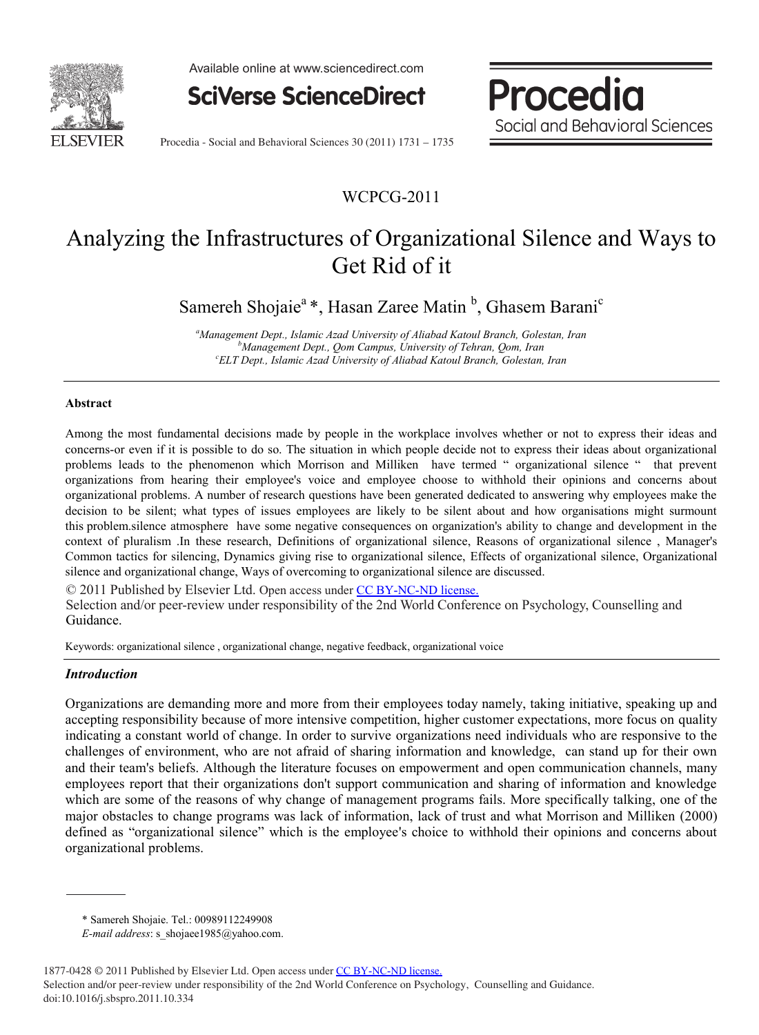WCPCG-2011

# Analyzing the Infrastructures of Organizational Silence and Ways to Get Rid of it

Samereh Shojaie[a] *, Hasan Zaree Matin [b], Ghasem Barani[c]

[a]*Management Dept., Islamic Azad University of Aliabad Katoul Branch, Golestan, Iran*
[b]*Management Dept., Qom Campus, University of Tehran, Qom, Iran*
[c]*ELT Dept., Islamic Azad University of Aliabad Katoul Branch, Golestan, Iran*

## Abstract

Among the most fundamental decisions made by people in the workplace involves whether or not to express their ideas and concerns-or even if it is possible to do so. The situation in which people decide not to express their ideas about organizational problems leads to the phenomenon which Morrison and Milliken have termed " organizational silence " that prevent organizations from hearing their employee's voice and employee choose to withhold their opinions and concerns about organizational problems. A number of research questions have been generated dedicated to answering why employees make the decision to be silent; what types of issues employees are likely to be silent about and how organisations might surmount this problem.silence atmosphere have some negative consequences on organization's ability to change and development in the context of pluralism .In these research, Definitions of organizational silence, Reasons of organizational silence , Manager's Common tactics for silencing, Dynamics giving rise to organizational silence, Effects of organizational silence, Organizational silence and organizational change, Ways of overcoming to organizational silence are discussed.

© 2011 Published by Elsevier Ltd. Open access under CC BY-NC-ND license.
Selection and/or peer-review under responsibility of the 2nd World Conference on Psychology, Counselling and Guidance.

Keywords: organizational silence , organizational change, negative feedback, organizational voice

## *Introduction*

Organizations are demanding more and more from their employees today namely, taking initiative, speaking up and accepting responsibility because of more intensive competition, higher customer expectations, more focus on quality indicating a constant world of change. In order to survive organizations need individuals who are responsive to the challenges of environment, who are not afraid of sharing information and knowledge, can stand up for their own and their team's beliefs. Although the literature focuses on empowerment and open communication channels, many employees report that their organizations don't support communication and sharing of information and knowledge which are some of the reasons of why change of management programs fails. More specifically talking, one of the major obstacles to change programs was lack of information, lack of trust and what Morrison and Milliken (2000) defined as "organizational silence" which is the employee's choice to withhold their opinions and concerns about organizational problems.

---

* Samereh Shojaie. Tel.: 00989112249908
*E-mail address*: s_shojaee1985@yahoo.com.

1877-0428 © 2011 Published by Elsevier Ltd. Open access under CC BY-NC-ND license.
Selection and/or peer-review under responsibility of the 2nd World Conference on Psychology, Counselling and Guidance.
doi:10.1016/j.sbspro.2011.10.334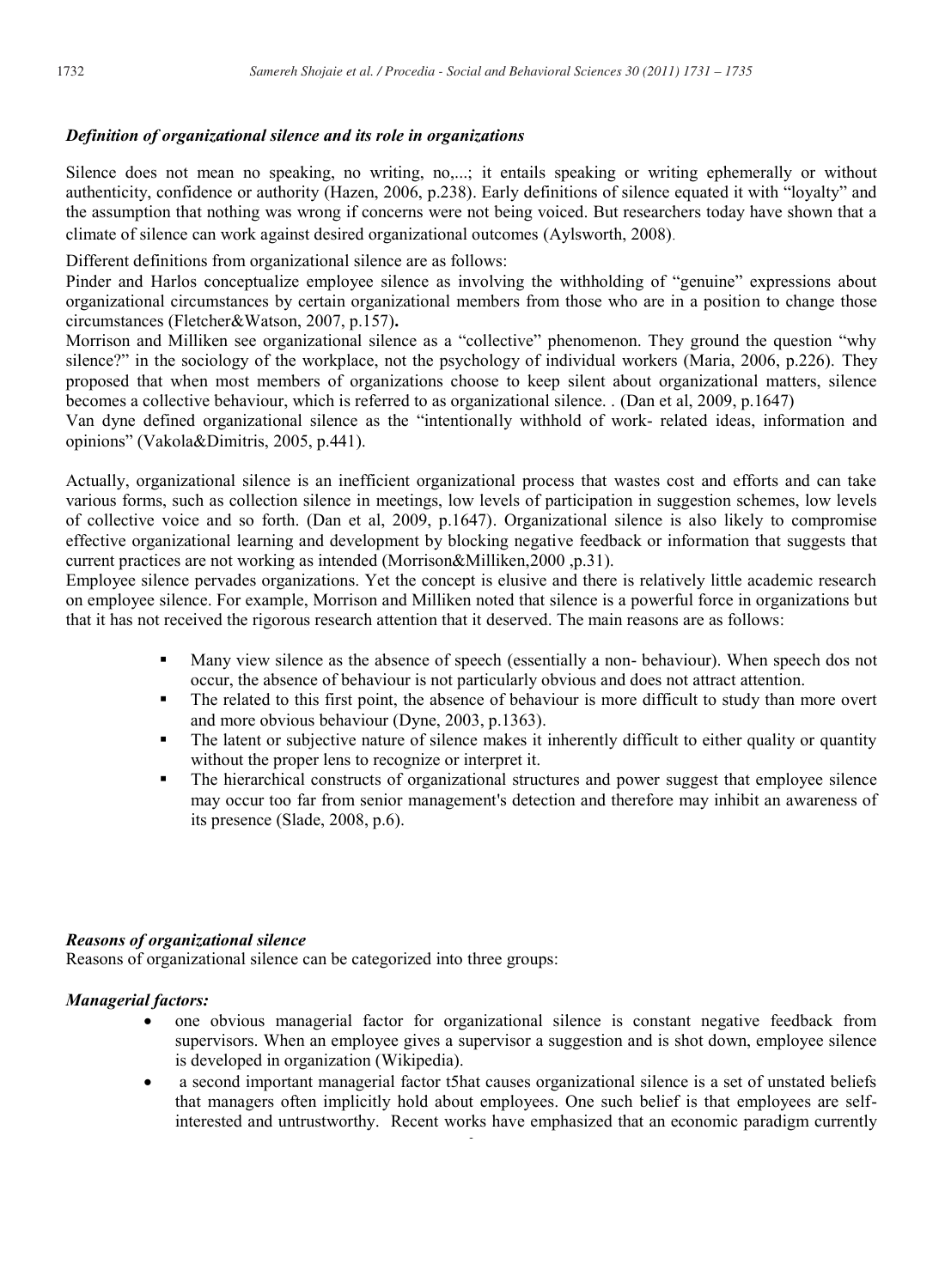### *Definition of organizational silence and its role in organizations*

Silence does not mean no speaking, no writing, no,...; it entails speaking or writing ephemerally or without authenticity, confidence or authority (Hazen, 2006, p.238). Early definitions of silence equated it with "loyalty" and the assumption that nothing was wrong if concerns were not being voiced. But researchers today have shown that a climate of silence can work against desired organizational outcomes (Aylsworth, 2008).

Different definitions from organizational silence are as follows:

Pinder and Harlos conceptualize employee silence as involving the withholding of "genuine" expressions about organizational circumstances by certain organizational members from those who are in a position to change those circumstances (Fletcher&Watson, 2007, p.157)**.**

Morrison and Milliken see organizational silence as a "collective" phenomenon. They ground the question "why silence?" in the sociology of the workplace, not the psychology of individual workers (Maria, 2006, p.226). They proposed that when most members of organizations choose to keep silent about organizational matters, silence becomes a collective behaviour, which is referred to as organizational silence. . (Dan et al, 2009, p.1647)

Van dyne defined organizational silence as the "intentionally withhold of work- related ideas, information and opinions" (Vakola&Dimitris, 2005, p.441).

Actually, organizational silence is an inefficient organizational process that wastes cost and efforts and can take various forms, such as collection silence in meetings, low levels of participation in suggestion schemes, low levels of collective voice and so forth. (Dan et al, 2009, p.1647). Organizational silence is also likely to compromise effective organizational learning and development by blocking negative feedback or information that suggests that current practices are not working as intended (Morrison&Milliken,2000 ,p.31).

Employee silence pervades organizations. Yet the concept is elusive and there is relatively little academic research on employee silence. For example, Morrison and Milliken noted that silence is a powerful force in organizations but that it has not received the rigorous research attention that it deserved. The main reasons are as follows:

- Many view silence as the absence of speech (essentially a non- behaviour). When speech dos not occur, the absence of behaviour is not particularly obvious and does not attract attention.
- The related to this first point, the absence of behaviour is more difficult to study than more overt and more obvious behaviour (Dyne, 2003, p.1363).
- The latent or subjective nature of silence makes it inherently difficult to either quality or quantity without the proper lens to recognize or interpret it.
- The hierarchical constructs of organizational structures and power suggest that employee silence may occur too far from senior management's detection and therefore may inhibit an awareness of its presence (Slade, 2008, p.6).

### *Reasons of organizational silence*

Reasons of organizational silence can be categorized into three groups:

#### *Managerial factors:*

- one obvious managerial factor for organizational silence is constant negative feedback from supervisors. When an employee gives a supervisor a suggestion and is shot down, employee silence is developed in organization (Wikipedia).
- a second important managerial factor t5hat causes organizational silence is a set of unstated beliefs that managers often implicitly hold about employees. One such belief is that employees are self-interested and untrustworthy. Recent works have emphasized that an economic paradigm currently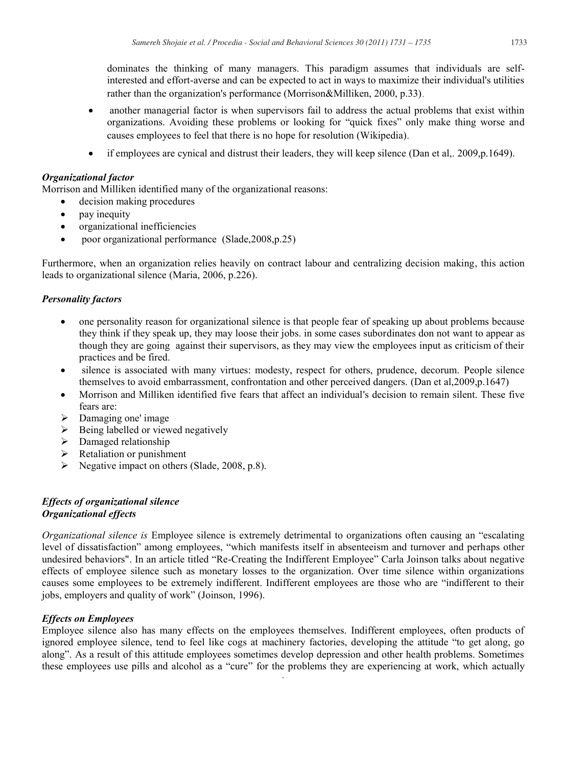dominates the thinking of many managers. This paradigm assumes that individuals are self-interested and effort-averse and can be expected to act in ways to maximize their individual's utilities rather than the organization's performance (Morrison&Milliken, 2000, p.33).

- another managerial factor is when supervisors fail to address the actual problems that exist within organizations. Avoiding these problems or looking for "quick fixes" only make thing worse and causes employees to feel that there is no hope for resolution (Wikipedia).
- if employees are cynical and distrust their leaders, they will keep silence (Dan et al,. 2009,p.1649).

### *Organizational factor*

Morrison and Milliken identified many of the organizational reasons:

- decision making procedures
- pay inequity
- organizational inefficiencies
- poor organizational performance (Slade,2008,p.25)

Furthermore, when an organization relies heavily on contract labour and centralizing decision making, this action leads to organizational silence (Maria, 2006, p.226).

### *Personality factors*

- one personality reason for organizational silence is that people fear of speaking up about problems because they think if they speak up, they may loose their jobs. in some cases subordinates don not want to appear as though they are going against their supervisors, as they may view the employees input as criticism of their practices and be fired.
- silence is associated with many virtues: modesty, respect for others, prudence, decorum. People silence themselves to avoid embarrassment, confrontation and other perceived dangers. (Dan et al,2009,p.1647)
- Morrison and Milliken identified five fears that affect an individual's decision to remain silent. These five fears are:
  - Damaging one' image
  - Being labelled or viewed negatively
  - Damaged relationship
  - Retaliation or punishment
  - Negative impact on others (Slade, 2008, p.8).

### *Effects of organizational silence*

### *Organizational effects*

*Organizational silence is* Employee silence is extremely detrimental to organizations often causing an "escalating level of dissatisfaction" among employees, "which manifests itself in absenteeism and turnover and perhaps other undesired behaviors". In an article titled "Re-Creating the Indifferent Employee" Carla Joinson talks about negative effects of employee silence such as monetary losses to the organization. Over time silence within organizations causes some employees to be extremely indifferent. Indifferent employees are those who are "indifferent to their jobs, employers and quality of work" (Joinson, 1996).

### *Effects on Employees*

Employee silence also has many effects on the employees themselves. Indifferent employees, often products of ignored employee silence, tend to feel like cogs at machinery factories, developing the attitude "to get along, go along". As a result of this attitude employees sometimes develop depression and other health problems. Sometimes these employees use pills and alcohol as a "cure" for the problems they are experiencing at work, which actually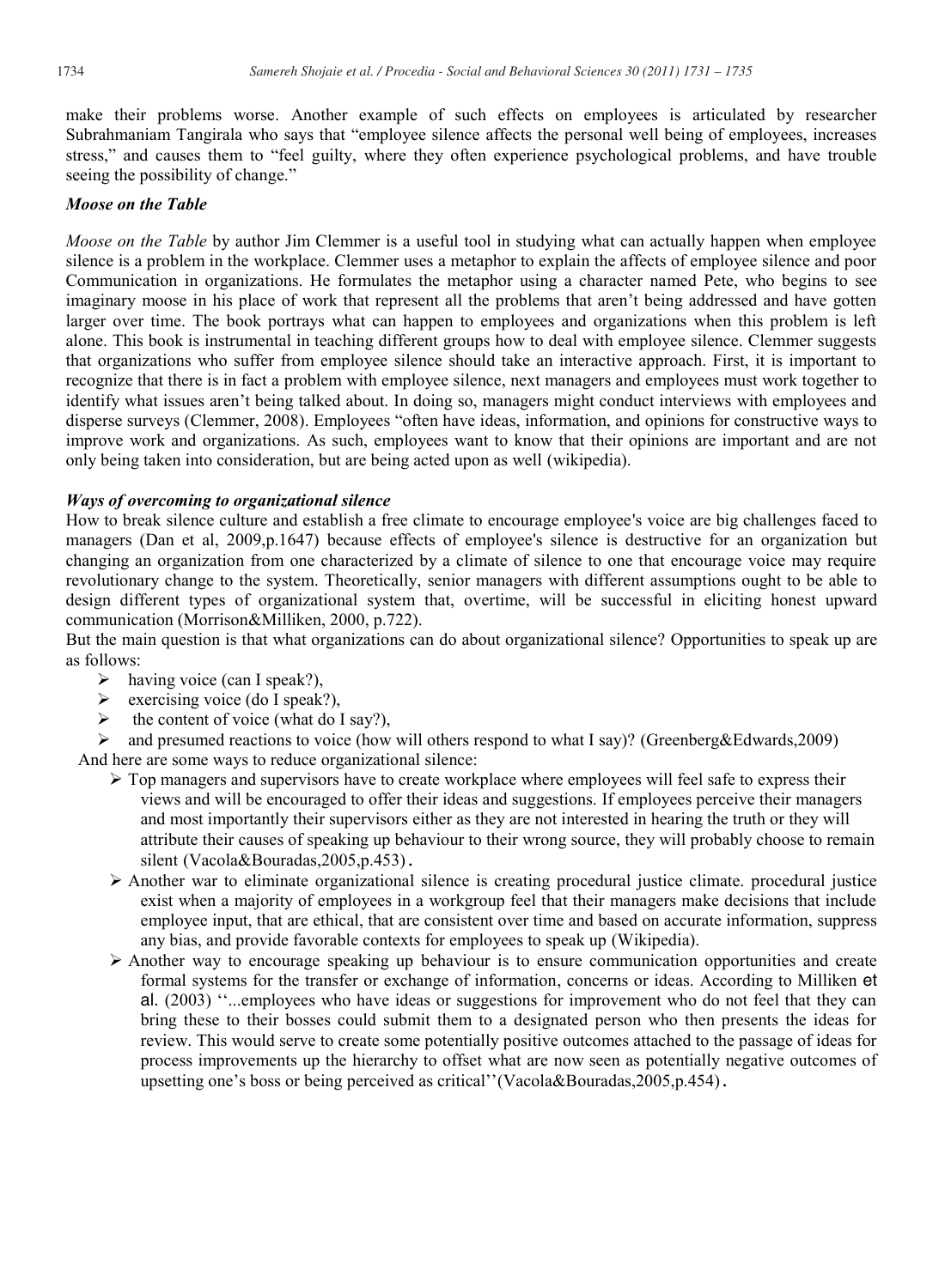make their problems worse. Another example of such effects on employees is articulated by researcher Subrahmaniam Tangirala who says that "employee silence affects the personal well being of employees, increases stress," and causes them to "feel guilty, where they often experience psychological problems, and have trouble seeing the possibility of change."

### *Moose on the Table*

*Moose on the Table* by author Jim Clemmer is a useful tool in studying what can actually happen when employee silence is a problem in the workplace. Clemmer uses a metaphor to explain the affects of employee silence and poor Communication in organizations. He formulates the metaphor using a character named Pete, who begins to see imaginary moose in his place of work that represent all the problems that aren't being addressed and have gotten larger over time. The book portrays what can happen to employees and organizations when this problem is left alone. This book is instrumental in teaching different groups how to deal with employee silence. Clemmer suggests that organizations who suffer from employee silence should take an interactive approach. First, it is important to recognize that there is in fact a problem with employee silence, next managers and employees must work together to identify what issues aren't being talked about. In doing so, managers might conduct interviews with employees and disperse surveys (Clemmer, 2008). Employees "often have ideas, information, and opinions for constructive ways to improve work and organizations. As such, employees want to know that their opinions are important and are not only being taken into consideration, but are being acted upon as well (wikipedia).

### *Ways of overcoming to organizational silence*

How to break silence culture and establish a free climate to encourage employee's voice are big challenges faced to managers (Dan et al, 2009,p.1647) because effects of employee's silence is destructive for an organization but changing an organization from one characterized by a climate of silence to one that encourage voice may require revolutionary change to the system. Theoretically, senior managers with different assumptions ought to be able to design different types of organizational system that, overtime, will be successful in eliciting honest upward communication (Morrison&Milliken, 2000, p.722).

But the main question is that what organizations can do about organizational silence? Opportunities to speak up are as follows:

- having voice (can I speak?),
- exercising voice (do I speak?),
- the content of voice (what do I say?),
- and presumed reactions to voice (how will others respond to what I say)? (Greenberg&Edwards,2009)

And here are some ways to reduce organizational silence:

- Top managers and supervisors have to create workplace where employees will feel safe to express their views and will be encouraged to offer their ideas and suggestions. If employees perceive their managers and most importantly their supervisors either as they are not interested in hearing the truth or they will attribute their causes of speaking up behaviour to their wrong source, they will probably choose to remain silent (Vacola&Bouradas,2005,p.453).
- Another war to eliminate organizational silence is creating procedural justice climate. procedural justice exist when a majority of employees in a workgroup feel that their managers make decisions that include employee input, that are ethical, that are consistent over time and based on accurate information, suppress any bias, and provide favorable contexts for employees to speak up (Wikipedia).
- Another way to encourage speaking up behaviour is to ensure communication opportunities and create formal systems for the transfer or exchange of information, concerns or ideas. According to Milliken et al. (2003) ''...employees who have ideas or suggestions for improvement who do not feel that they can bring these to their bosses could submit them to a designated person who then presents the ideas for review. This would serve to create some potentially positive outcomes attached to the passage of ideas for process improvements up the hierarchy to offset what are now seen as potentially negative outcomes of upsetting one's boss or being perceived as critical''(Vacola&Bouradas,2005,p.454).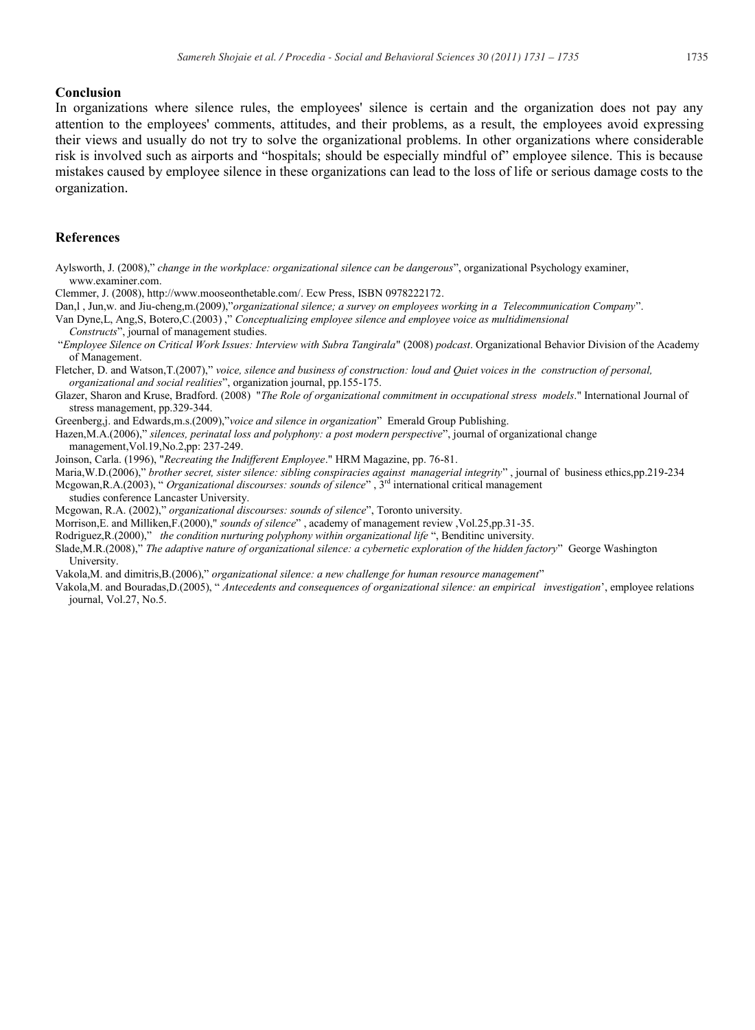## Conclusion

In organizations where silence rules, the employees' silence is certain and the organization does not pay any attention to the employees' comments, attitudes, and their problems, as a result, the employees avoid expressing their views and usually do not try to solve the organizational problems. In other organizations where considerable risk is involved such as airports and "hospitals; should be especially mindful of" employee silence. This is because mistakes caused by employee silence in these organizations can lead to the loss of life or serious damage costs to the organization.

## References

Aylsworth, J. (2008)," *change in the workplace: organizational silence can be dangerous*", organizational Psychology examiner, www.examiner.com.

Clemmer, J. (2008), http://www.mooseonthetable.com/. Ecw Press, ISBN 0978222172.

Dan,l , Jun,w. and Jiu-cheng,m.(2009),"*organizational silence; a survey on employees working in a Telecommunication Company*".

Van Dyne,L, Ang,S, Botero,C.(2003) ," *Conceptualizing employee silence and employee voice as multidimensional Constructs*", journal of management studies.

"*Employee Silence on Critical Work Issues: Interview with Subra Tangirala*" (2008) *podcast*. Organizational Behavior Division of the Academy of Management.

Fletcher, D. and Watson,T.(2007)," *voice, silence and business of construction: loud and Quiet voices in the construction of personal, organizational and social realities*", organization journal, pp.155-175.

Glazer, Sharon and Kruse, Bradford. (2008) "*The Role of organizational commitment in occupational stress models*." International Journal of stress management, pp.329-344.

Greenberg,j. and Edwards,m.s.(2009),"*voice and silence in organization*" Emerald Group Publishing.

Hazen,M.A.(2006)," *silences, perinatal loss and polyphony: a post modern perspective*", journal of organizational change management,Vol.19,No.2,pp: 237-249.

Joinson, Carla. (1996), "*Recreating the Indifferent Employee*." HRM Magazine, pp. 76-81.

Maria,W.D.(2006)," *brother secret, sister silence: sibling conspiracies against managerial integrity*" , journal of business ethics,pp.219-234

Mcgowan,R.A.(2003), " *Organizational discourses: sounds of silence*" , 3rd international critical management studies conference Lancaster University.

Mcgowan, R.A. (2002)," *organizational discourses: sounds of silence*", Toronto university.

Morrison,E. and Milliken,F.(2000)," *sounds of silence*" , academy of management review ,Vol.25,pp.31-35.

Rodriguez,R.(2000)," *the condition nurturing polyphony within organizational life* ", Benditinc university.

Slade,M.R.(2008)," *The adaptive nature of organizational silence: a cybernetic exploration of the hidden factory*" George Washington University.

Vakola,M. and dimitris,B.(2006)," *organizational silence: a new challenge for human resource management*"

Vakola,M. and Bouradas,D.(2005), " *Antecedents and consequences of organizational silence: an empirical investigation*', employee relations journal, Vol.27, No.5.